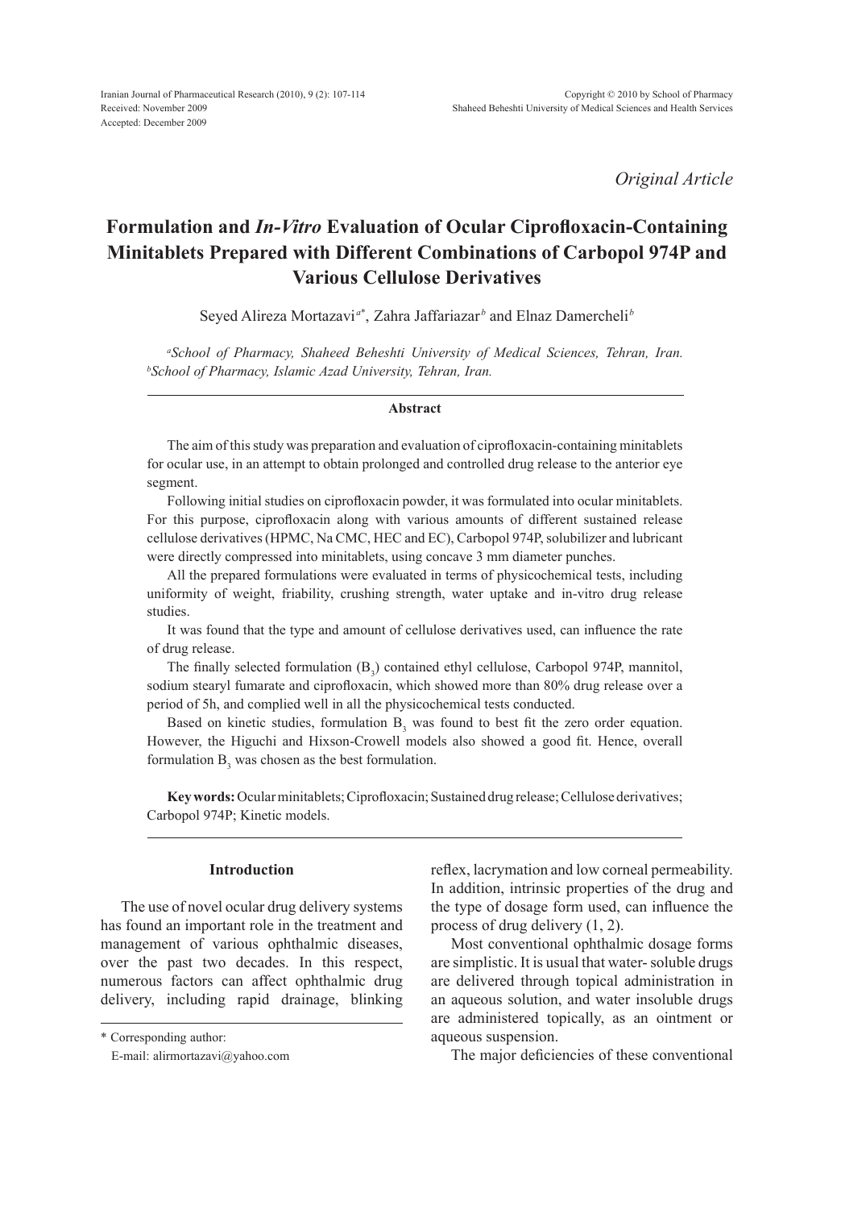*Original Article*

# Formulation and *In-Vitro* Evaluation of Ocular Ciprofloxacin-Containing Minitablets Prepared with Different Combinations of Carbopol 974P and Various Cellulose Derivatives

Seyed Alireza Mortazavi[a*], Zahra Jaffariazar[b] and Elnaz Damercheli[b]

[a]*School of Pharmacy, Shaheed Beheshti University of Medical Sciences, Tehran, Iran.* [b]*School of Pharmacy, Islamic Azad University, Tehran, Iran.*

## Abstract

The aim of this study was preparation and evaluation of ciprofloxacin-containing minitablets for ocular use, in an attempt to obtain prolonged and controlled drug release to the anterior eye segment.

Following initial studies on ciprofloxacin powder, it was formulated into ocular minitablets. For this purpose, ciprofloxacin along with various amounts of different sustained release cellulose derivatives (HPMC, Na CMC, HEC and EC), Carbopol 974P, solubilizer and lubricant were directly compressed into minitablets, using concave 3 mm diameter punches.

All the prepared formulations were evaluated in terms of physicochemical tests, including uniformity of weight, friability, crushing strength, water uptake and in-vitro drug release studies.

It was found that the type and amount of cellulose derivatives used, can influence the rate of drug release.

The finally selected formulation ($B_3$) contained ethyl cellulose, Carbopol 974P, mannitol, sodium stearyl fumarate and ciprofloxacin, which showed more than 80% drug release over a period of 5h, and complied well in all the physicochemical tests conducted.

Based on kinetic studies, formulation $B_3$ was found to best fit the zero order equation. However, the Higuchi and Hixson-Crowell models also showed a good fit. Hence, overall formulation $B_3$ was chosen as the best formulation.

**Keywords:** Ocular minitablets; Ciprofloxacin; Sustained drug release; Cellulose derivatives; Carbopol 974P; Kinetic models.

## Introduction

The use of novel ocular drug delivery systems has found an important role in the treatment and management of various ophthalmic diseases, over the past two decades. In this respect, numerous factors can affect ophthalmic drug delivery, including rapid drainage, blinking reflex, lacrymation and low corneal permeability. In addition, intrinsic properties of the drug and the type of dosage form used, can influence the process of drug delivery (1, 2).

Most conventional ophthalmic dosage forms are simplistic. It is usual that water- soluble drugs are delivered through topical administration in an aqueous solution, and water insoluble drugs are administered topically, as an ointment or aqueous suspension.

The major deficiencies of these conventional

\* Corresponding author:
E-mail: alirmortazavi@yahoo.com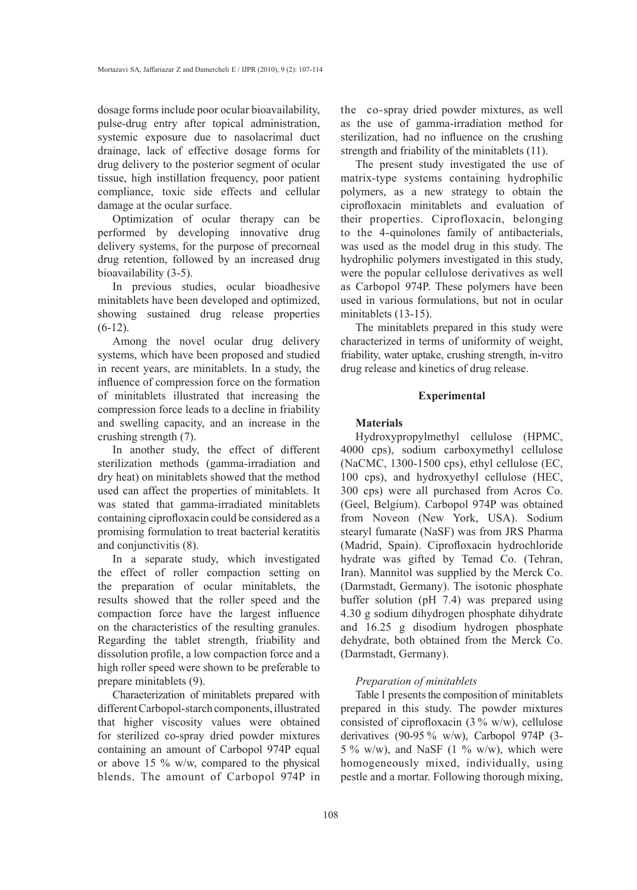dosage forms include poor ocular bioavailability, pulse-drug entry after topical administration, systemic exposure due to nasolacrimal duct drainage, lack of effective dosage forms for drug delivery to the posterior segment of ocular tissue, high instillation frequency, poor patient compliance, toxic side effects and cellular damage at the ocular surface.

Optimization of ocular therapy can be performed by developing innovative drug delivery systems, for the purpose of precorneal drug retention, followed by an increased drug bioavailability (3-5).

In previous studies, ocular bioadhesive minitablets have been developed and optimized, showing sustained drug release properties (6-12).

Among the novel ocular drug delivery systems, which have been proposed and studied in recent years, are minitablets. In a study, the influence of compression force on the formation of minitablets illustrated that increasing the compression force leads to a decline in friability and swelling capacity, and an increase in the crushing strength (7).

In another study, the effect of different sterilization methods (gamma-irradiation and dry heat) on minitablets showed that the method used can affect the properties of minitablets. It was stated that gamma-irradiated minitablets containing ciprofloxacin could be considered as a promising formulation to treat bacterial keratitis and conjunctivitis (8).

In a separate study, which investigated the effect of roller compaction setting on the preparation of ocular minitablets, the results showed that the roller speed and the compaction force have the largest influence on the characteristics of the resulting granules. Regarding the tablet strength, friability and dissolution profile, a low compaction force and a high roller speed were shown to be preferable to prepare minitablets (9).

Characterization of minitablets prepared with different Carbopol-starch components, illustrated that higher viscosity values were obtained for sterilized co-spray dried powder mixtures containing an amount of Carbopol 974P equal or above 15 % w/w, compared to the physical blends. The amount of Carbopol 974P in the co-spray dried powder mixtures, as well as the use of gamma-irradiation method for sterilization, had no influence on the crushing strength and friability of the minitablets (11).

The present study investigated the use of matrix-type systems containing hydrophilic polymers, as a new strategy to obtain the ciprofloxacin minitablets and evaluation of their properties. Ciprofloxacin, belonging to the 4-quinolones family of antibacterials, was used as the model drug in this study. The hydrophilic polymers investigated in this study, were the popular cellulose derivatives as well as Carbopol 974P. These polymers have been used in various formulations, but not in ocular minitablets (13-15).

The minitablets prepared in this study were characterized in terms of uniformity of weight, friability, water uptake, crushing strength, in-vitro drug release and kinetics of drug release.

## Experimental

### Materials

Hydroxypropylmethyl cellulose (HPMC, 4000 cps), sodium carboxymethyl cellulose (NaCMC, 1300-1500 cps), ethyl cellulose (EC, 100 cps), and hydroxyethyl cellulose (HEC, 300 cps) were all purchased from Acros Co. (Geel, Belgium). Carbopol 974P was obtained from Noveon (New York, USA). Sodium stearyl fumarate (NaSF) was from JRS Pharma (Madrid, Spain). Ciprofloxacin hydrochloride hydrate was gifted by Temad Co. (Tehran, Iran). Mannitol was supplied by the Merck Co. (Darmstadt, Germany). The isotonic phosphate buffer solution (pH 7.4) was prepared using 4.30 g sodium dihydrogen phosphate dihydrate and 16.25 g disodium hydrogen phosphate dehydrate, both obtained from the Merck Co. (Darmstadt, Germany).

### *Preparation of minitablets*

Table 1 presents the composition of minitablets prepared in this study. The powder mixtures consisted of ciprofloxacin (3 % w/w), cellulose derivatives (90-95 % w/w), Carbopol 974P (3-5 % w/w), and NaSF (1 % w/w), which were homogeneously mixed, individually, using pestle and a mortar. Following thorough mixing,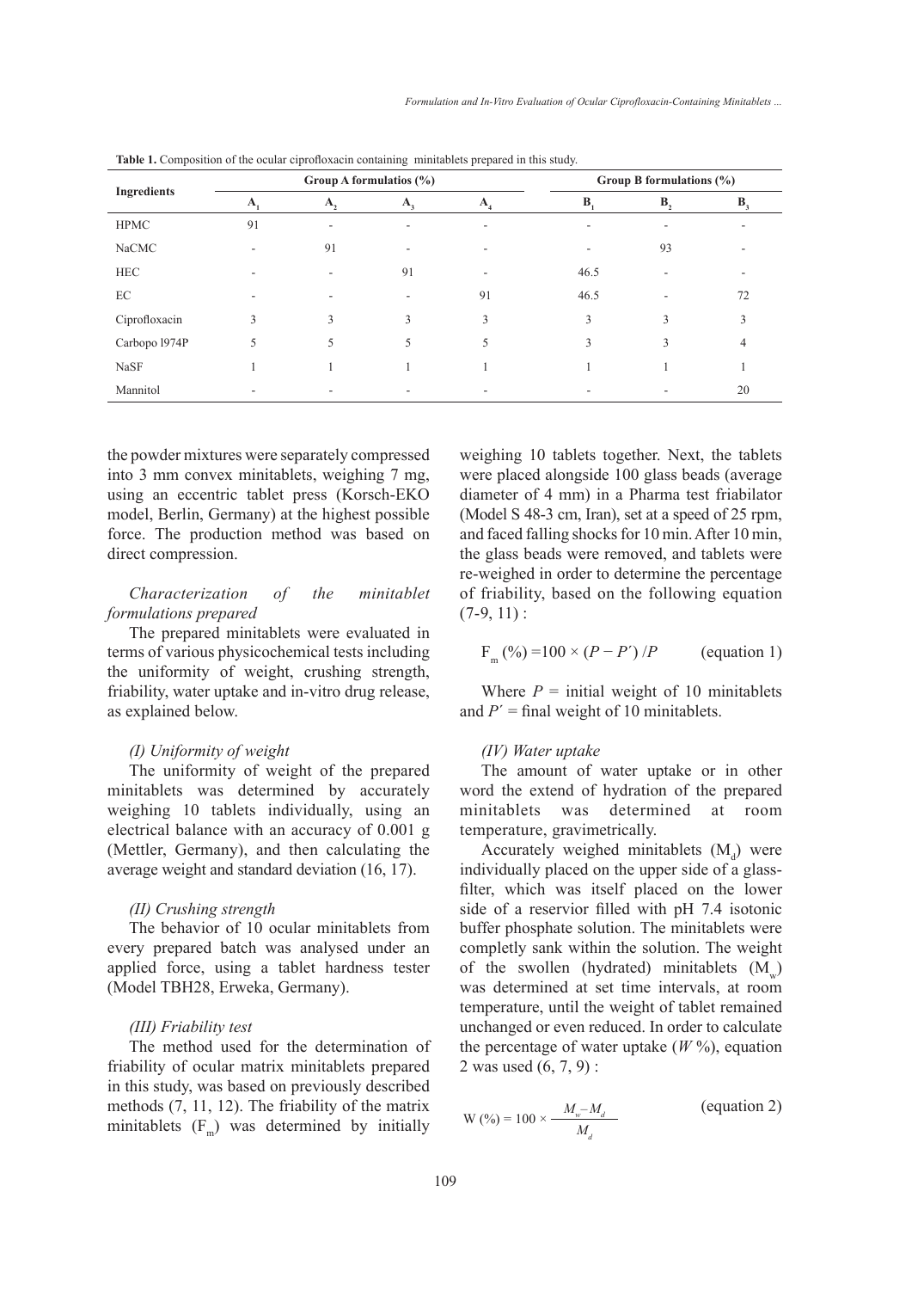**Table 1.** Composition of the ocular ciprofloxacin containing minitablets prepared in this study.

| Ingredients | Group A formulatios (%) | | | | Group B formulations (%) | | |
|---|---|---|---|---|---|---|---|
| | $A_1$ | $A_2$ | $A_3$ | $A_4$ | $B_1$ | $B_2$ | $B_3$ |
| HPMC | 91 | - | - | - | - | - | - |
| NaCMC | - | 91 | - | - | - | 93 | - |
| HEC | - | - | 91 | - | 46.5 | - | - |
| EC | - | - | - | 91 | 46.5 | - | 72 |
| Ciprofloxacin | 3 | 3 | 3 | 3 | 3 | 3 | 3 |
| Carbopo l974P | 5 | 5 | 5 | 5 | 3 | 3 | 4 |
| NaSF | 1 | 1 | 1 | 1 | 1 | 1 | 1 |
| Mannitol | - | - | - | - | - | - | 20 |

the powder mixtures were separately compressed into 3 mm convex minitablets, weighing 7 mg, using an eccentric tablet press (Korsch-EKO model, Berlin, Germany) at the highest possible force. The production method was based on direct compression.

### *Characterization of the minitablet formulations prepared*

The prepared minitablets were evaluated in terms of various physicochemical tests including the uniformity of weight, crushing strength, friability, water uptake and in-vitro drug release, as explained below.

#### *(I) Uniformity of weight*

The uniformity of weight of the prepared minitablets was determined by accurately weighing 10 tablets individually, using an electrical balance with an accuracy of 0.001 g (Mettler, Germany), and then calculating the average weight and standard deviation (16, 17).

#### *(II) Crushing strength*

The behavior of 10 ocular minitablets from every prepared batch was analysed under an applied force, using a tablet hardness tester (Model TBH28, Erweka, Germany).

#### *(III) Friability test*

The method used for the determination of friability of ocular matrix minitablets prepared in this study, was based on previously described methods (7, 11, 12). The friability of the matrix minitablets ($F_m$) was determined by initially weighing 10 tablets together. Next, the tablets were placed alongside 100 glass beads (average diameter of 4 mm) in a Pharma test friabilator (Model S 48-3 cm, Iran), set at a speed of 25 rpm, and faced falling shocks for 10 min. After 10 min, the glass beads were removed, and tablets were re-weighed in order to determine the percentage of friability, based on the following equation (7-9, 11) :

$$F_m (\%) = 100 \times (P - P') / P \qquad \text{(equation 1)}$$

Where $P$ = initial weight of 10 minitablets and $P'$ = final weight of 10 minitablets.

#### *(IV) Water uptake*

The amount of water uptake or in other word the extend of hydration of the prepared minitablets was determined at room temperature, gravimetrically.

Accurately weighed minitablets ($M_d$) were individually placed on the upper side of a glass-filter, which was itself placed on the lower side of a reservior filled with pH 7.4 isotonic buffer phosphate solution. The minitablets were completly sank within the solution. The weight of the swollen (hydrated) minitablets ($M_w$) was determined at set time intervals, at room temperature, until the weight of tablet remained unchanged or even reduced. In order to calculate the percentage of water uptake ($W$ %), equation 2 was used (6, 7, 9) :

$$W (\%) = 100 \times \frac{M_w - M_d}{M_d} \qquad \text{(equation 2)}$$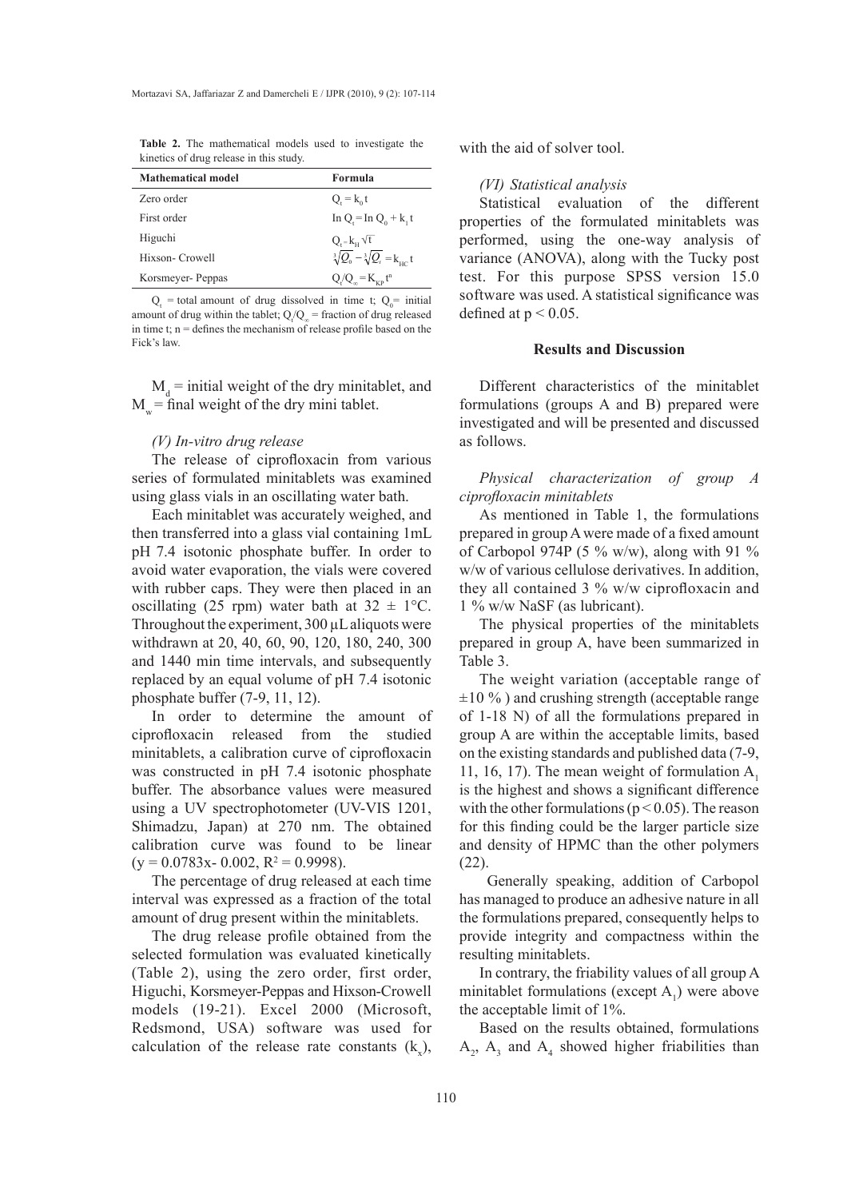**Table 2.** The mathematical models used to investigate the kinetics of drug release in this study.

| Mathematical model | Formula |
|---|---|
| Zero order | $Q_t = k_0 t$ |
| First order | $\ln Q_t = \ln Q_0 + k_1 t$ |
| Higuchi | $Q_t = k_H \sqrt{t}$ |
| Hixson- Crowell | $\sqrt[3]{Q_0} - \sqrt[3]{Q_t} = k_{HC} t$ |
| Korsmeyer- Peppas | $Q_t/Q_\infty = K_{KP} t^n$ |

$Q_t$ = total amount of drug dissolved in time t; $Q_0$= initial amount of drug within the tablet; $Q_t/Q_\infty$ = fraction of drug released in time t; n = defines the mechanism of release profile based on the Fick's law.

$M_d$ = initial weight of the dry minitablet, and $M_w$ = final weight of the dry mini tablet.

*(V) In-vitro drug release*

The release of ciprofloxacin from various series of formulated minitablets was examined using glass vials in an oscillating water bath.

Each minitablet was accurately weighed, and then transferred into a glass vial containing 1mL pH 7.4 isotonic phosphate buffer. In order to avoid water evaporation, the vials were covered with rubber caps. They were then placed in an oscillating (25 rpm) water bath at 32 ± 1°C. Throughout the experiment, 300 µL aliquots were withdrawn at 20, 40, 60, 90, 120, 180, 240, 300 and 1440 min time intervals, and subsequently replaced by an equal volume of pH 7.4 isotonic phosphate buffer (7-9, 11, 12).

In order to determine the amount of ciprofloxacin released from the studied minitablets, a calibration curve of ciprofloxacin was constructed in pH 7.4 isotonic phosphate buffer. The absorbance values were measured using a UV spectrophotometer (UV-VIS 1201, Shimadzu, Japan) at 270 nm. The obtained calibration curve was found to be linear ($y = 0.0783x - 0.002$, $R^2 = 0.9998$).

The percentage of drug released at each time interval was expressed as a fraction of the total amount of drug present within the minitablets.

The drug release profile obtained from the selected formulation was evaluated kinetically (Table 2), using the zero order, first order, Higuchi, Korsmeyer-Peppas and Hixson-Crowell models (19-21). Excel 2000 (Microsoft, Redsmond, USA) software was used for calculation of the release rate constants ($k_x$), with the aid of solver tool.

*(VI) Statistical analysis*

Statistical evaluation of the different properties of the formulated minitablets was performed, using the one-way analysis of variance (ANOVA), along with the Tucky post test. For this purpose SPSS version 15.0 software was used. A statistical significance was defined at $p < 0.05$.

## Results and Discussion

Different characteristics of the minitablet formulations (groups A and B) prepared were investigated and will be presented and discussed as follows.

*Physical characterization of group A ciprofloxacin minitablets*

As mentioned in Table 1, the formulations prepared in group A were made of a fixed amount of Carbopol 974P (5 % w/w), along with 91 % w/w of various cellulose derivatives. In addition, they all contained 3 % w/w ciprofloxacin and 1 % w/w NaSF (as lubricant).

The physical properties of the minitablets prepared in group A, have been summarized in Table 3.

The weight variation (acceptable range of ±10 % ) and crushing strength (acceptable range of 1-18 N) of all the formulations prepared in group A are within the acceptable limits, based on the existing standards and published data (7-9, 11, 16, 17). The mean weight of formulation $A_1$ is the highest and shows a significant difference with the other formulations ($p < 0.05$). The reason for this finding could be the larger particle size and density of HPMC than the other polymers (22).

Generally speaking, addition of Carbopol has managed to produce an adhesive nature in all the formulations prepared, consequently helps to provide integrity and compactness within the resulting minitablets.

In contrary, the friability values of all group A minitablet formulations (except $A_1$) were above the acceptable limit of 1%.

Based on the results obtained, formulations $A_2$, $A_3$ and $A_4$ showed higher friabilities than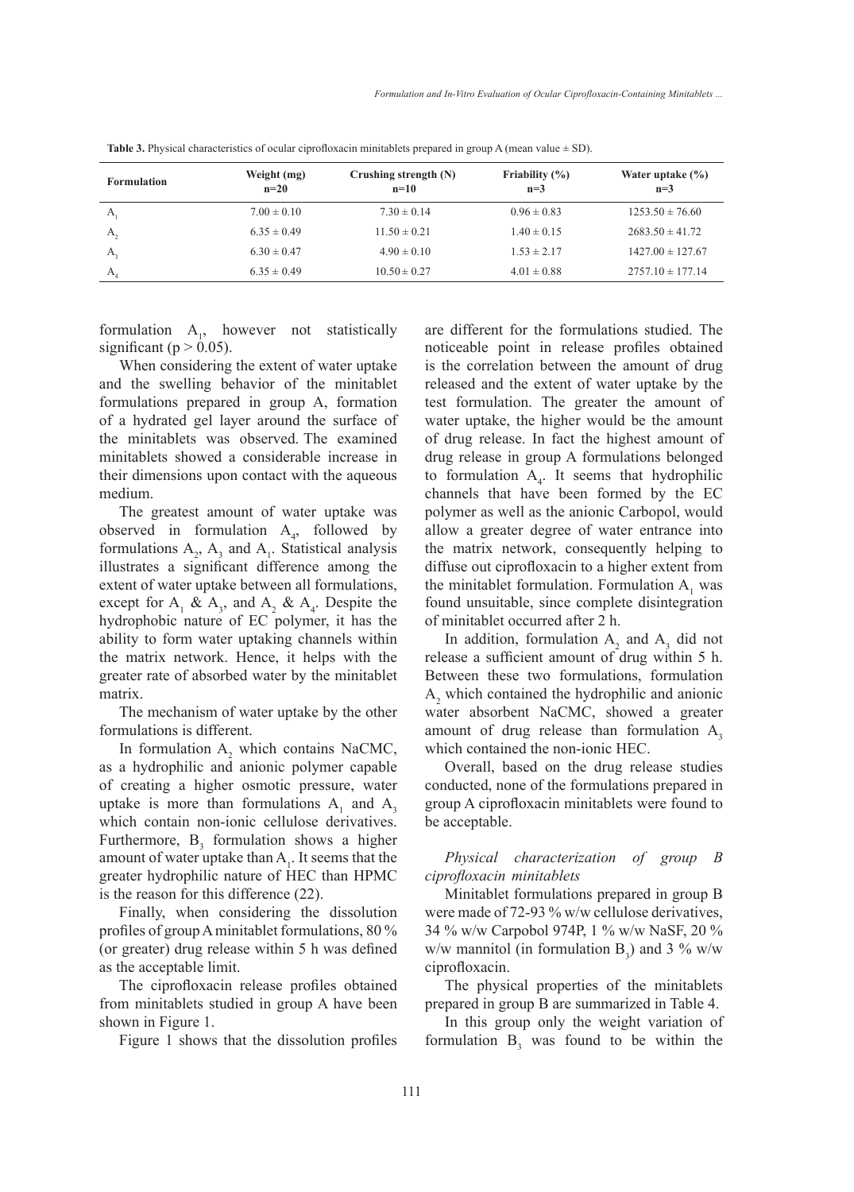**Table 3.** Physical characteristics of ocular ciprofloxacin minitablets prepared in group A (mean value ± SD).

| Formulation | Weight (mg) n=20 | Crushing strength (N) n=10 | Friability (%) n=3 | Water uptake (%) n=3 |
|---|---|---|---|---|
| $A_1$ | 7.00 ± 0.10 | 7.30 ± 0.14 | 0.96 ± 0.83 | 1253.50 ± 76.60 |
| $A_2$ | 6.35 ± 0.49 | 11.50 ± 0.21 | 1.40 ± 0.15 | 2683.50 ± 41.72 |
| $A_3$ | 6.30 ± 0.47 | 4.90 ± 0.10 | 1.53 ± 2.17 | 1427.00 ± 127.67 |
| $A_4$ | 6.35 ± 0.49 | 10.50 ± 0.27 | 4.01 ± 0.88 | 2757.10 ± 177.14 |

formulation $A_1$, however not statistically significant ($p > 0.05$).

When considering the extent of water uptake and the swelling behavior of the minitablet formulations prepared in group A, formation of a hydrated gel layer around the surface of the minitablets was observed. The examined minitablets showed a considerable increase in their dimensions upon contact with the aqueous medium.

The greatest amount of water uptake was observed in formulation $A_4$, followed by formulations $A_2$, $A_3$ and $A_1$. Statistical analysis illustrates a significant difference among the extent of water uptake between all formulations, except for $A_1$ & $A_3$, and $A_2$ & $A_4$. Despite the hydrophobic nature of EC polymer, it has the ability to form water uptaking channels within the matrix network. Hence, it helps with the greater rate of absorbed water by the minitablet matrix.

The mechanism of water uptake by the other formulations is different.

In formulation $A_2$ which contains NaCMC, as a hydrophilic and anionic polymer capable of creating a higher osmotic pressure, water uptake is more than formulations $A_1$ and $A_3$ which contain non-ionic cellulose derivatives. Furthermore, $B_3$ formulation shows a higher amount of water uptake than $A_1$. It seems that the greater hydrophilic nature of HEC than HPMC is the reason for this difference (22).

Finally, when considering the dissolution profiles of group A minitablet formulations, 80 % (or greater) drug release within 5 h was defined as the acceptable limit.

The ciprofloxacin release profiles obtained from minitablets studied in group A have been shown in Figure 1.

Figure 1 shows that the dissolution profiles are different for the formulations studied. The noticeable point in release profiles obtained is the correlation between the amount of drug released and the extent of water uptake by the test formulation. The greater the amount of water uptake, the higher would be the amount of drug release. In fact the highest amount of drug release in group A formulations belonged to formulation $A_4$. It seems that hydrophilic channels that have been formed by the EC polymer as well as the anionic Carbopol, would allow a greater degree of water entrance into the matrix network, consequently helping to diffuse out ciprofloxacin to a higher extent from the minitablet formulation. Formulation $A_1$ was found unsuitable, since complete disintegration of minitablet occurred after 2 h.

In addition, formulation $A_2$ and $A_3$ did not release a sufficient amount of drug within 5 h. Between these two formulations, formulation $A_2$ which contained the hydrophilic and anionic water absorbent NaCMC, showed a greater amount of drug release than formulation $A_3$ which contained the non-ionic HEC.

Overall, based on the drug release studies conducted, none of the formulations prepared in group A ciprofloxacin minitablets were found to be acceptable.

*Physical characterization of group B ciprofloxacin minitablets*

Minitablet formulations prepared in group B were made of 72-93 % w/w cellulose derivatives, 34 % w/w Carpobol 974P, 1 % w/w NaSF, 20 % w/w mannitol (in formulation $B_3$) and 3 % w/w ciprofloxacin.

The physical properties of the minitablets prepared in group B are summarized in Table 4.

In this group only the weight variation of formulation $B_3$ was found to be within the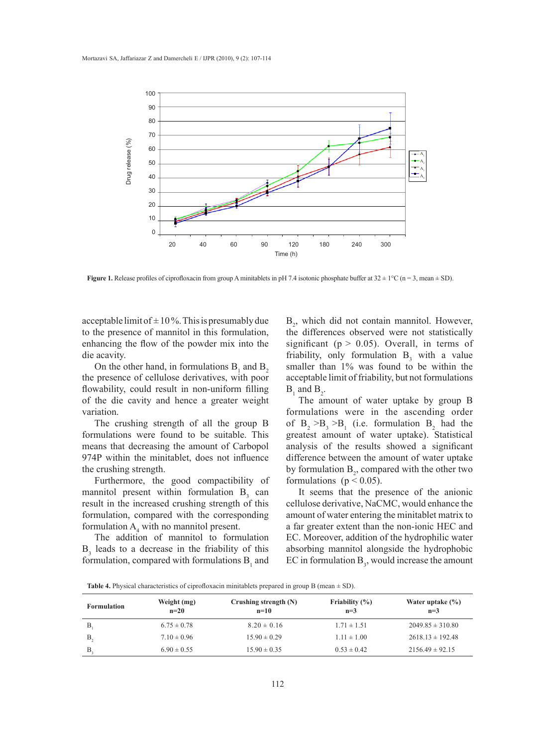**Figure 1.** Release profiles of ciprofloxacin from group A minitablets in pH 7.4 isotonic phosphate buffer at 32 ± 1°C (n = 3, mean ± SD).

acceptable limit of ± 10%. This is presumably due to the presence of mannitol in this formulation, enhancing the flow of the powder mix into the die acavity.

On the other hand, in formulations $B_1$ and $B_2$ the presence of cellulose derivatives, with poor flowability, could result in non-uniform filling of the die cavity and hence a greater weight variation.

The crushing strength of all the group B formulations were found to be suitable. This means that decreasing the amount of Carbopol 974P within the minitablet, does not influence the crushing strength.

Furthermore, the good compactibility of mannitol present within formulation $B_3$ can result in the increased crushing strength of this formulation, compared with the corresponding formulation $A_4$ with no mannitol present.

The addition of mannitol to formulation $B_3$ leads to a decrease in the friability of this formulation, compared with formulations $B_1$ and $B_2$, which did not contain mannitol. However, the differences observed were not statistically significant ($p > 0.05$). Overall, in terms of friability, only formulation $B_3$ with a value smaller than 1% was found to be within the acceptable limit of friability, but not formulations $B_1$ and $B_2$.

The amount of water uptake by group B formulations were in the ascending order of $B_2 > B_3 > B_1$ (i.e. formulation $B_2$ had the greatest amount of water uptake). Statistical analysis of the results showed a significant difference between the amount of water uptake by formulation $B_2$, compared with the other two formulations ($p < 0.05$).

It seems that the presence of the anionic cellulose derivative, NaCMC, would enhance the amount of water entering the minitablet matrix to a far greater extent than the non-ionic HEC and EC. Moreover, addition of the hydrophilic water absorbing mannitol alongside the hydrophobic EC in formulation $B_3$, would increase the amount

**Table 4.** Physical characteristics of ciprofloxacin minitablets prepared in group B (mean ± SD).

| Formulation | Weight (mg) n=20 | Crushing strength (N) n=10 | Friability (%) n=3 | Water uptake (%) n=3 |
|---|---|---|---|---|
| $B_1$ | 6.75 ± 0.78 | 8.20 ± 0.16 | 1.71 ± 1.51 | 2049.85 ± 310.80 |
| $B_2$ | 7.10 ± 0.96 | 15.90 ± 0.29 | 1.11 ± 1.00 | 2618.13 ± 192.48 |
| $B_3$ | 6.90 ± 0.55 | 15.90 ± 0.35 | 0.53 ± 0.42 | 2156.49 ± 92.15 |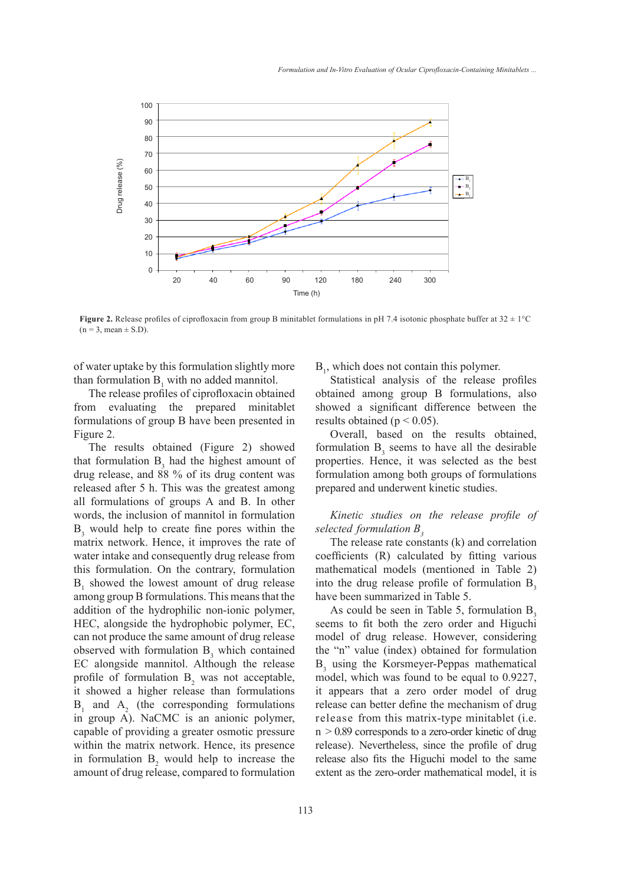**Figure 2.** Release profiles of ciprofloxacin from group B minitablet formulations in pH 7.4 isotonic phosphate buffer at 32 ± 1°C (n = 3, mean ± S.D).

of water uptake by this formulation slightly more than formulation $B_1$ with no added mannitol.

The release profiles of ciprofloxacin obtained from evaluating the prepared minitablet formulations of group B have been presented in Figure 2.

The results obtained (Figure 2) showed that formulation $B_3$ had the highest amount of drug release, and 88 % of its drug content was released after 5 h. This was the greatest among all formulations of groups A and B. In other words, the inclusion of mannitol in formulation $B_3$ would help to create fine pores within the matrix network. Hence, it improves the rate of water intake and consequently drug release from this formulation. On the contrary, formulation $B_1$ showed the lowest amount of drug release among group B formulations. This means that the addition of the hydrophilic non-ionic polymer, HEC, alongside the hydrophobic polymer, EC, can not produce the same amount of drug release observed with formulation $B_3$ which contained EC alongside mannitol. Although the release profile of formulation $B_2$ was not acceptable, it showed a higher release than formulations $B_1$ and $A_2$ (the corresponding formulations in group A). NaCMC is an anionic polymer, capable of providing a greater osmotic pressure within the matrix network. Hence, its presence in formulation $B_2$ would help to increase the amount of drug release, compared to formulation $B_1$, which does not contain this polymer.

Statistical analysis of the release profiles obtained among group B formulations, also showed a significant difference between the results obtained ($p < 0.05$).

Overall, based on the results obtained, formulation $B_3$ seems to have all the desirable properties. Hence, it was selected as the best formulation among both groups of formulations prepared and underwent kinetic studies.

*Kinetic studies on the release profile of selected formulation $B_3$*

The release rate constants (k) and correlation coefficients (R) calculated by fitting various mathematical models (mentioned in Table 2) into the drug release profile of formulation $B_3$ have been summarized in Table 5.

As could be seen in Table 5, formulation $B_3$ seems to fit both the zero order and Higuchi model of drug release. However, considering the "n" value (index) obtained for formulation $B_3$ using the Korsmeyer-Peppas mathematical model, which was found to be equal to 0.9227, it appears that a zero order model of drug release can better define the mechanism of drug release from this matrix-type minitablet (i.e. $n > 0.89$ corresponds to a zero-order kinetic of drug release). Nevertheless, since the profile of drug release also fits the Higuchi model to the same extent as the zero-order mathematical model, it is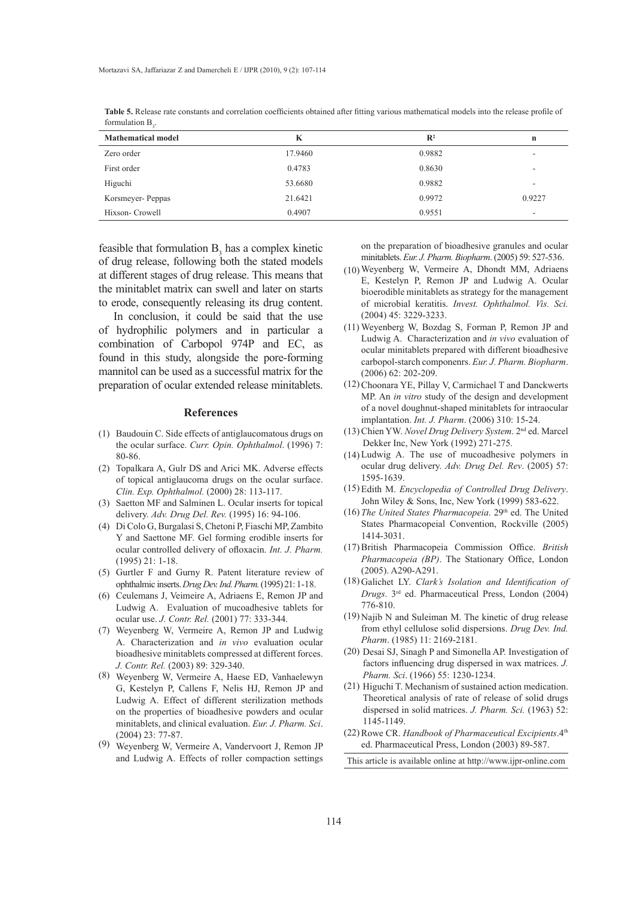**Table 5.** Release rate constants and correlation coefficients obtained after fitting various mathematical models into the release profile of formulation $B_3$.

| Mathematical model | K | $R^2$ | n |
|---|---|---|---|
| Zero order | 17.9460 | 0.9882 | - |
| First order | 0.4783 | 0.8630 | - |
| Higuchi | 53.6680 | 0.9882 | - |
| Korsmeyer- Peppas | 21.6421 | 0.9972 | 0.9227 |
| Hixson- Crowell | 0.4907 | 0.9551 | - |

feasible that formulation $B_3$ has a complex kinetic of drug release, following both the stated models at different stages of drug release. This means that the minitablet matrix can swell and later on starts to erode, consequently releasing its drug content.

In conclusion, it could be said that the use of hydrophilic polymers and in particular a combination of Carbopol 974P and EC, as found in this study, alongside the pore-forming mannitol can be used as a successful matrix for the preparation of ocular extended release minitablets.

## References

(1) Baudouin C. Side effects of antiglaucomatous drugs on the ocular surface. *Curr. Opin. Ophthalmol*. (1996) 7: 80-86.

(2) Topalkara A, Gulr DS and Arici MK. Adverse effects of topical antiglaucoma drugs on the ocular surface. *Clin. Exp. Ophthalmol.* (2000) 28: 113-117.

(3) Saetton MF and Salminen L. Ocular inserts for topical delivery. *Adv. Drug Del. Rev.* (1995) 16: 94-106.

(4) Di Colo G, Burgalasi S, Chetoni P, Fiaschi MP, Zambito Y and Saettone MF. Gel forming erodible inserts for ocular controlled delivery of ofloxacin. *Int. J. Pharm.* (1995) 21: 1-18.

(5) Gurtler F and Gurny R. Patent literature review of ophthalmic inserts. *Drug Dev. Ind. Pharm.* (1995) 21: 1-18.

(6) Ceulemans J, Veimeire A, Adriaens E, Remon JP and Ludwig A. Evaluation of mucoadhesive tablets for ocular use. *J. Contr. Rel.* (2001) 77: 333-344.

(7) Weyenberg W, Vermeire A, Remon JP and Ludwig A. Characterization and *in vivo* evaluation ocular bioadhesive minitablets compressed at different forces. *J. Contr. Rel.* (2003) 89: 329-340.

(8) Weyenberg W, Vermeire A, Haese ED, Vanhaelewyn G, Kestelyn P, Callens F, Nelis HJ, Remon JP and Ludwig A. Effect of different sterilization methods on the properties of bioadhesive powders and ocular minitablets, and clinical evaluation. *Eur. J. Pharm. Sci*. (2004) 23: 77-87.

(9) Weyenberg W, Vermeire A, Vandervoort J, Remon JP and Ludwig A. Effects of roller compaction settings on the preparation of bioadhesive granules and ocular minitablets. *Eur. J. Pharm. Biopharm*. (2005) 59: 527-536.

(10) Weyenberg W, Vermeire A, Dhondt MM, Adriaens E, Kestelyn P, Remon JP and Ludwig A. Ocular bioerodible minitablets as strategy for the management of microbial keratitis. *Invest. Ophthalmol. Vis. Sci.* (2004) 45: 3229-3233.

(11) Weyenberg W, Bozdag S, Forman P, Remon JP and Ludwig A. Characterization and *in vivo* evaluation of ocular minitablets prepared with different bioadhesive carbopol-starch componenrs. *Eur. J. Pharm. Biopharm*. (2006) 62: 202-209.

(12) Choonara YE, Pillay V, Carmichael T and Danckwerts MP. An *in vitro* study of the design and development of a novel doughnut-shaped minitablets for intraocular implantation. *Int. J. Pharm*. (2006) 310: 15-24.

(13) Chien YW. *Novel Drug Delivery System*. 2nd ed. Marcel Dekker Inc, New York (1992) 271-275.

(14) Ludwig A. The use of mucoadhesive polymers in ocular drug delivery. *Adv. Drug Del. Rev*. (2005) 57: 1595-1639.

(15) Edith M. *Encyclopedia of Controlled Drug Delivery*. John Wiley & Sons, Inc, New York (1999) 583-622.

(16) *The United States Pharmacopeia*. 29th ed. The United States Pharmacopeial Convention, Rockville (2005) 1414-3031.

(17) British Pharmacopeia Commission Office. *British Pharmacopeia (BP)*. The Stationary Office, London (2005). A290-A291.

(18) Galichet LY. *Clark's Isolation and Identification of Drugs*. 3rd ed. Pharmaceutical Press, London (2004) 776-810.

(19) Najib N and Suleiman M. The kinetic of drug release from ethyl cellulose solid dispersions. *Drug Dev. Ind. Pharm*. (1985) 11: 2169-2181.

(20) Desai SJ, Sinagh P and Simonella AP. Investigation of factors influencing drug dispersed in wax matrices. *J. Pharm. Sci*. (1966) 55: 1230-1234.

(21) Higuchi T. Mechanism of sustained action medication. Theoretical analysis of rate of release of solid drugs dispersed in solid matrices. *J. Pharm. Sci.* (1963) 52: 1145-1149.

(22) Rowe CR. *Handbook of Pharmaceutical Excipients*.4th ed. Pharmaceutical Press, London (2003) 89-587.

This article is available online at http://www.ijpr-online.com